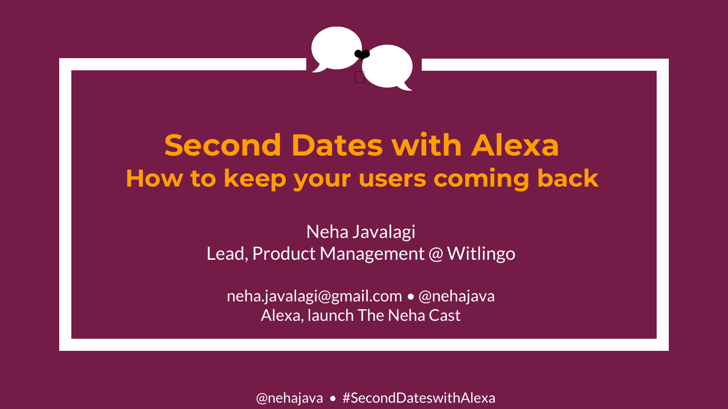# Second Dates with Alexa

## How to keep your users coming back

Neha Javalagi
Lead, Product Management @ Witlingo

neha.javalagi@gmail.com • @nehajava
Alexa, launch The Neha Cast

@nehajava • #SecondDateswithAlexa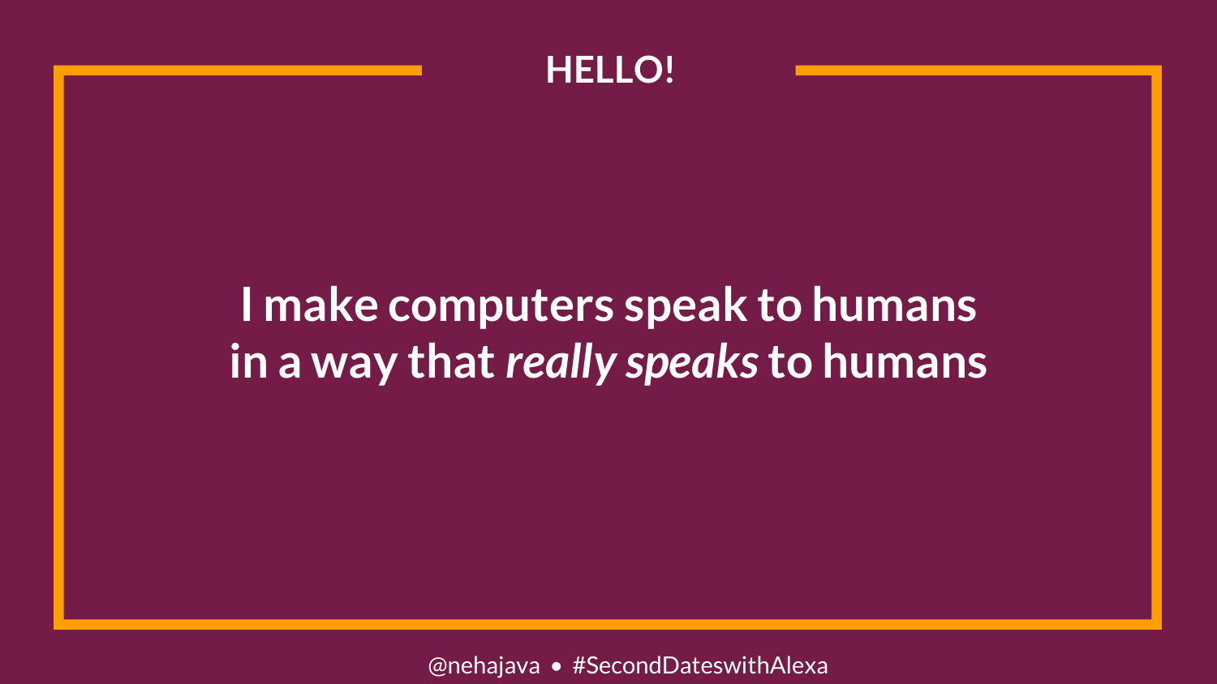## HELLO!

I make computers speak to humans in a way that *really speaks* to humans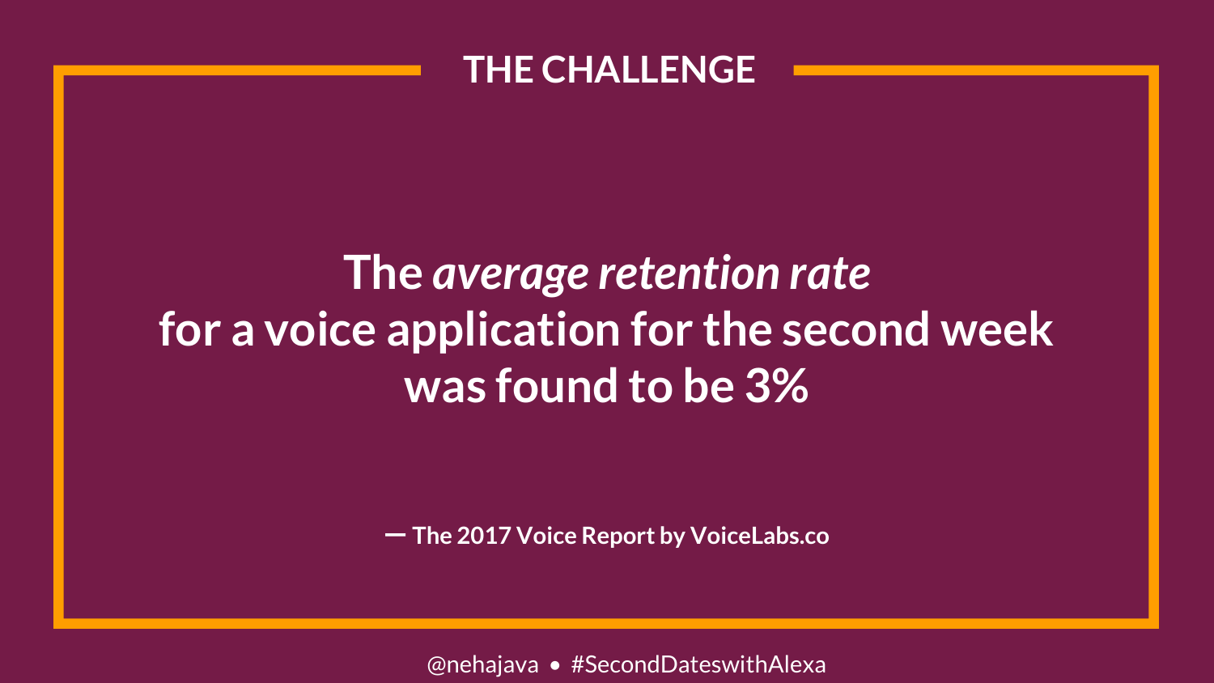## THE CHALLENGE

**The *average retention rate* for a voice application for the second week was found to be 3%**

**— The 2017 Voice Report by VoiceLabs.co**

@nehajava • #SecondDateswithAlexa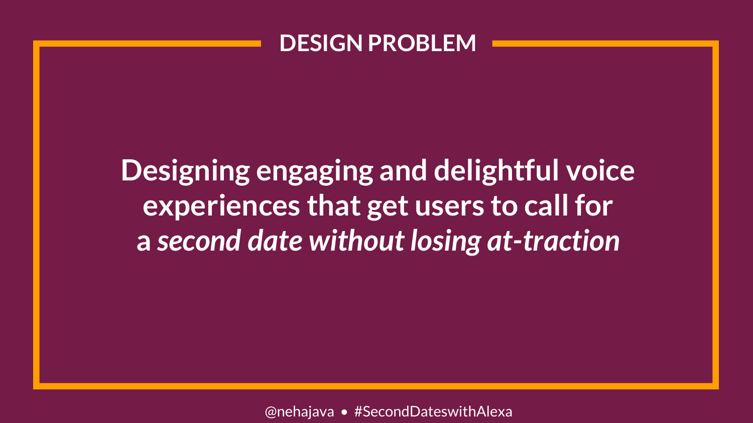## DESIGN PROBLEM

**Designing engaging and delightful voice experiences that get users to call for a *second date without losing at-traction***

@nehajava • #SecondDateswithAlexa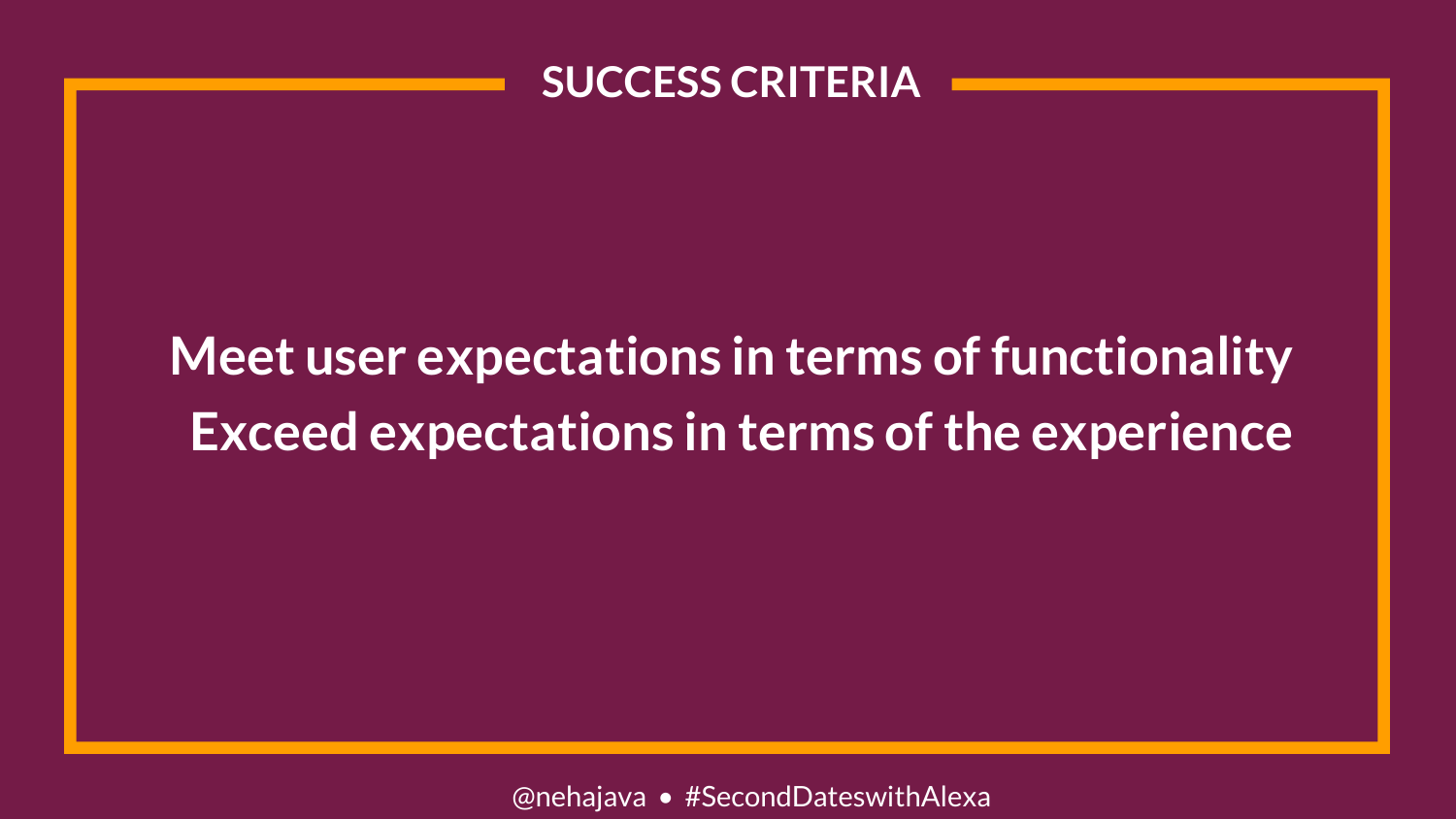# SUCCESS CRITERIA

**Meet user expectations in terms of functionality**

**Exceed expectations in terms of the experience**

@nehajava • #SecondDateswithAlexa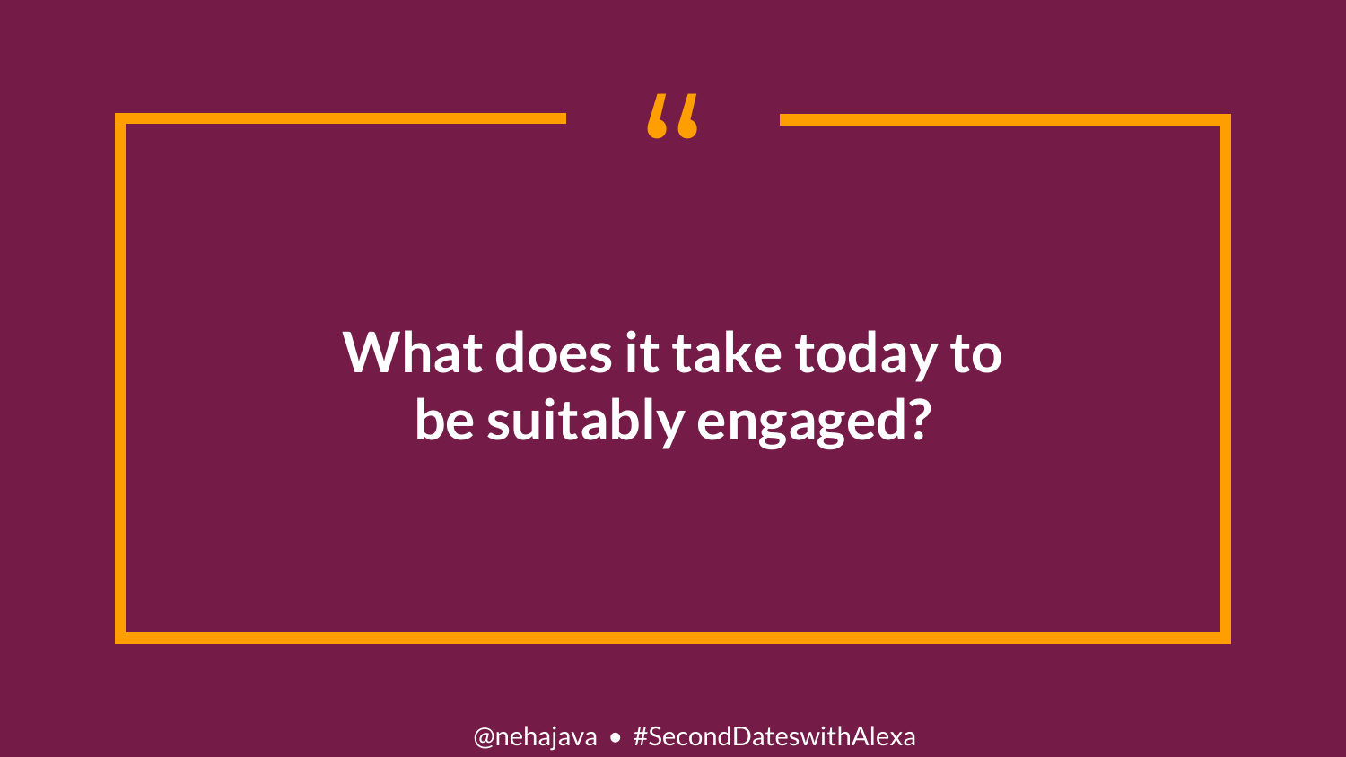> What does it take today to be suitably engaged?

@nehajava • #SecondDateswithAlexa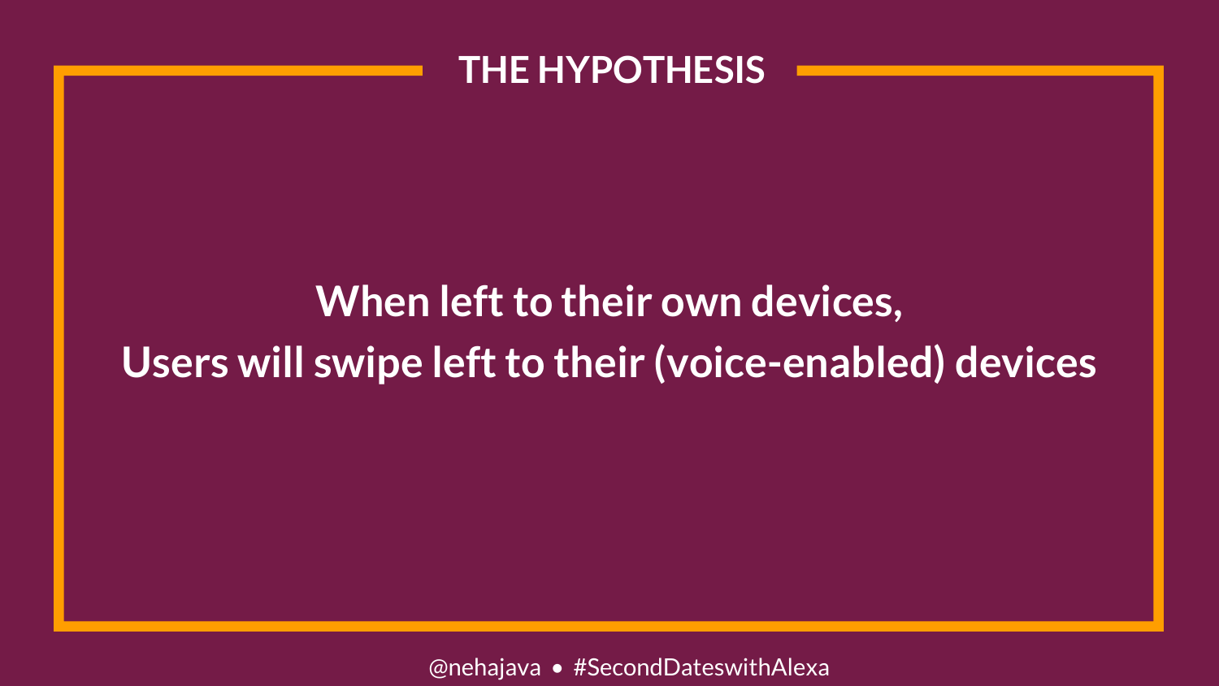## THE HYPOTHESIS

**When left to their own devices,**
**Users will swipe left to their (voice-enabled) devices**

@nehajava • #SecondDateswithAlexa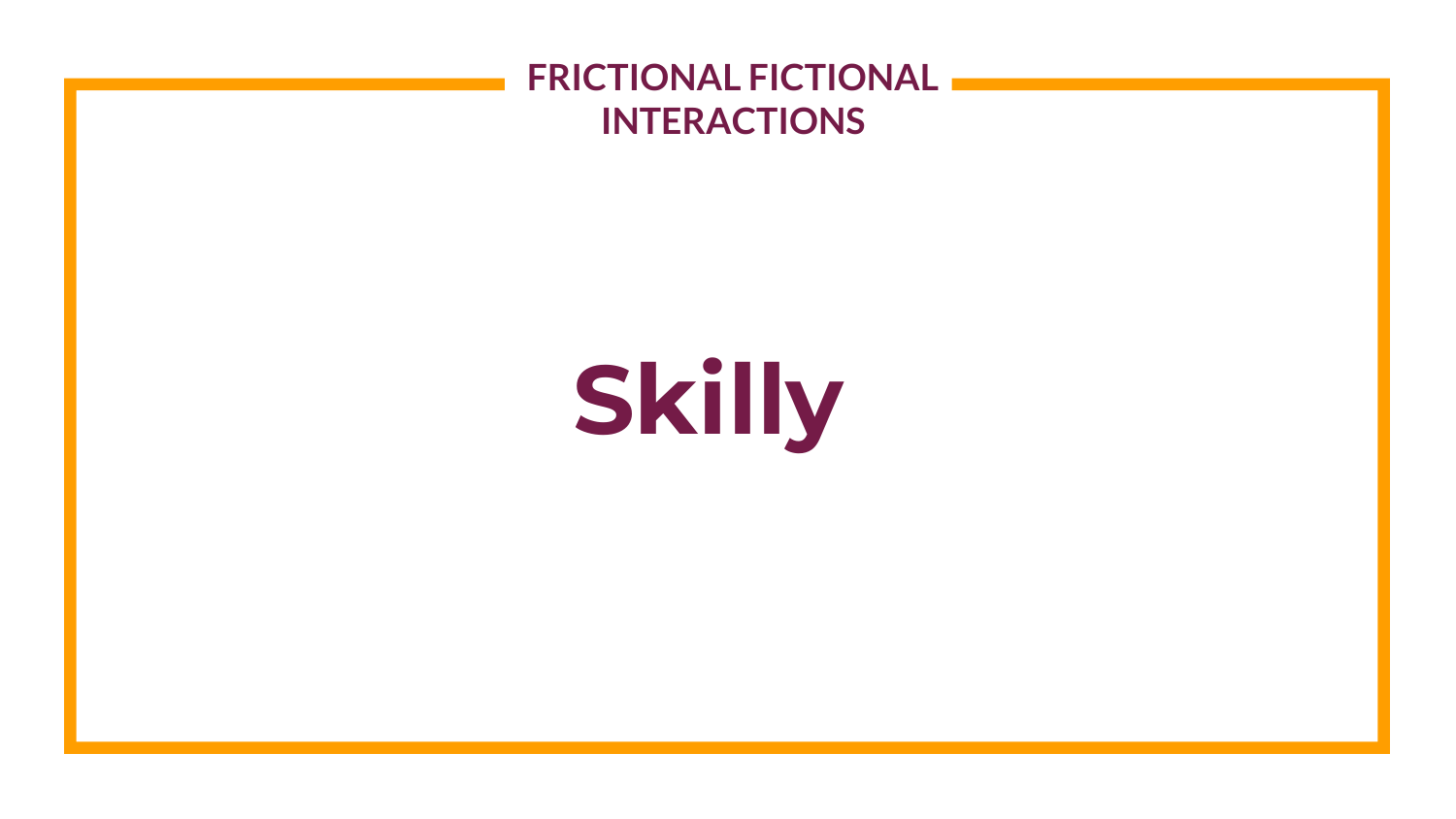FRICTIONAL FICTIONAL INTERACTIONS

# Skilly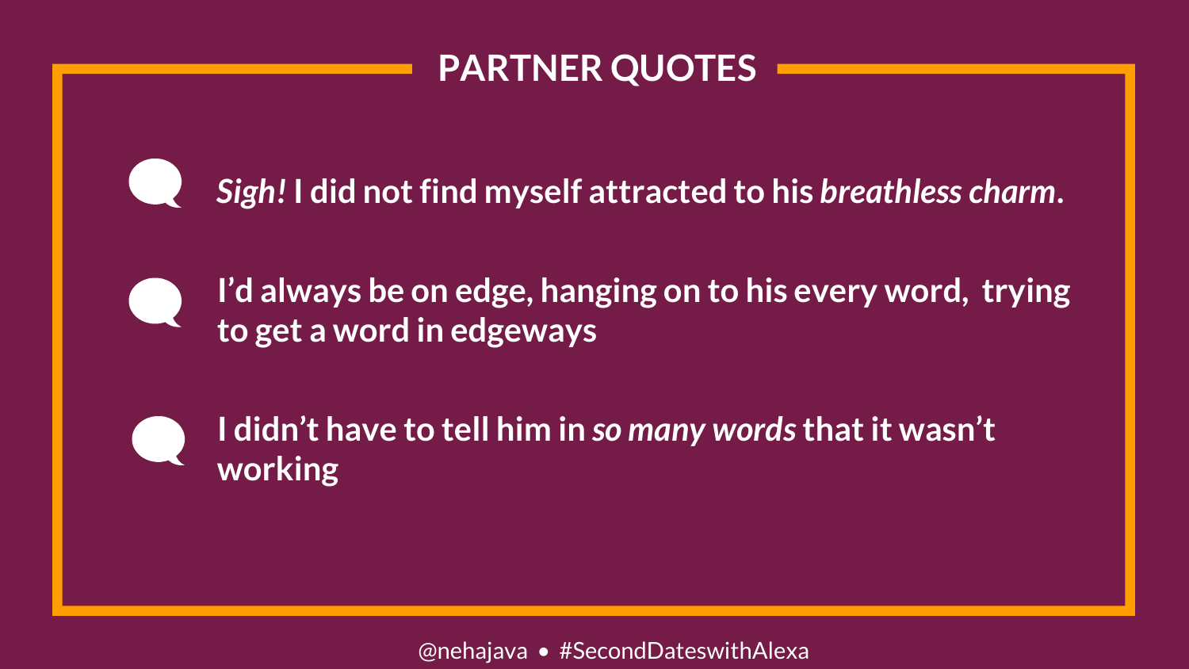## PARTNER QUOTES

- *Sigh!* I did not find myself attracted to his *breathless charm*.
- I'd always be on edge, hanging on to his every word, trying to get a word in edgeways
- I didn't have to tell him in *so many words* that it wasn't working

@nehajava • #SecondDateswithAlexa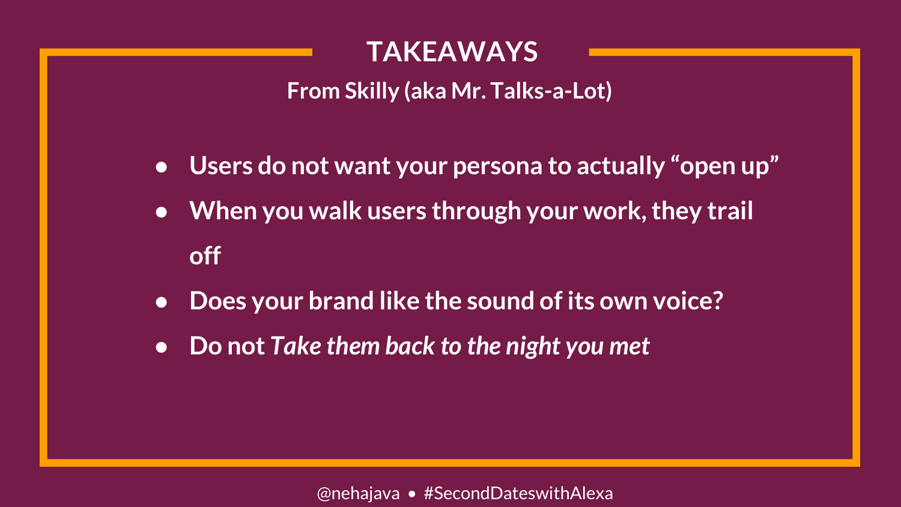# TAKEAWAYS

**From Skilly (aka Mr. Talks-a-Lot)**

- **Users do not want your persona to actually "open up"**
- **When you walk users through your work, they trail off**
- **Does your brand like the sound of its own voice?**
- **Do not *Take them back to the night you met***

@nehajava • #SecondDateswithAlexa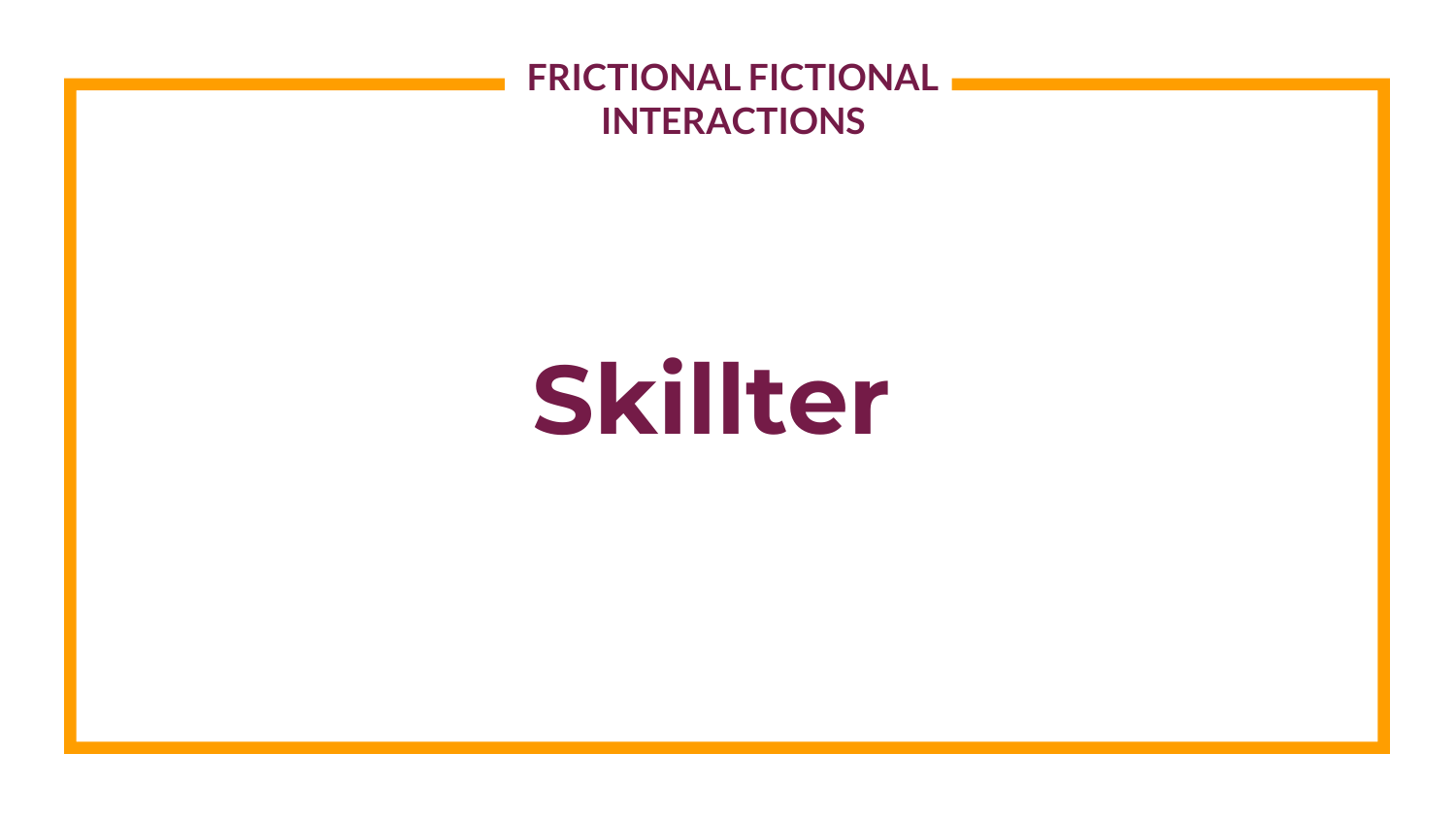FRICTIONAL FICTIONAL INTERACTIONS

# Skillter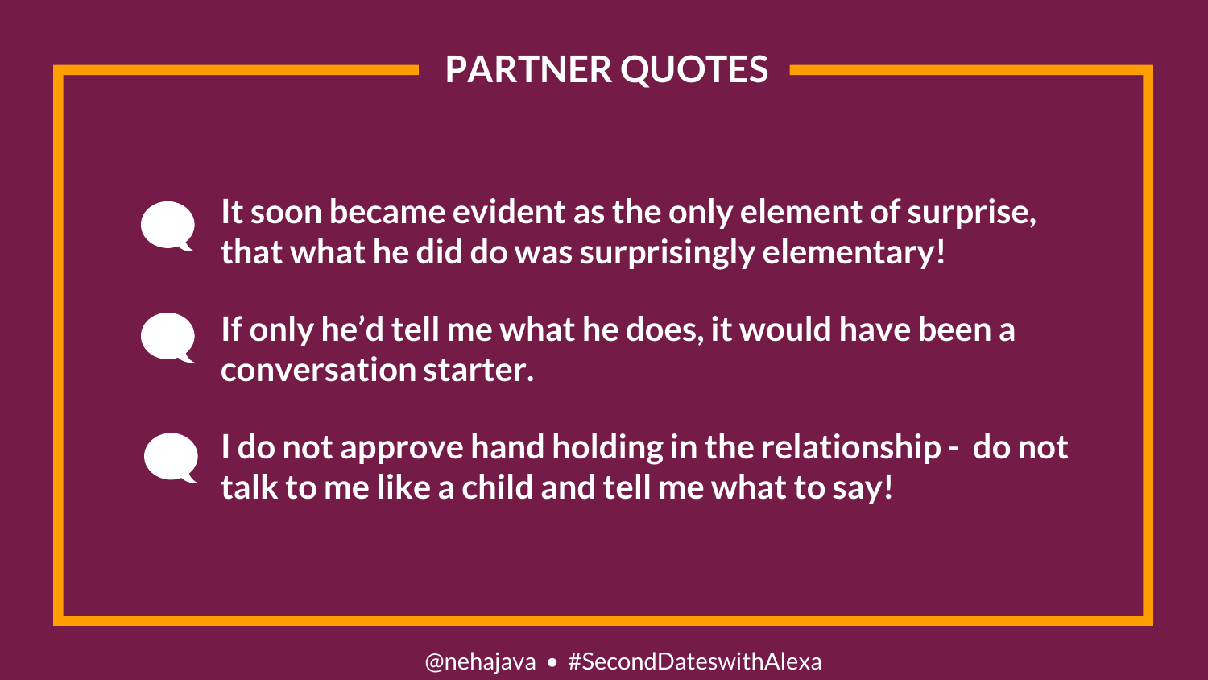## PARTNER QUOTES

- It soon became evident as the only element of surprise, that what he did do was surprisingly elementary!

- If only he'd tell me what he does, it would have been a conversation starter.

- I do not approve hand holding in the relationship - do not talk to me like a child and tell me what to say!

@nehajava • #SecondDateswithAlexa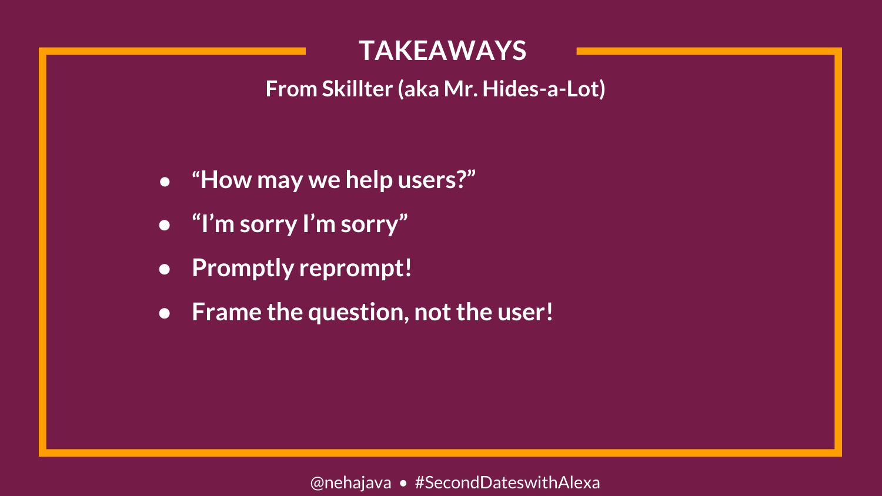# TAKEAWAYS

**From Skillter (aka Mr. Hides-a-Lot)**

- "How may we help users?"
- "I'm sorry I'm sorry"
- Promptly reprompt!
- Frame the question, not the user!

@nehajava • #SecondDateswithAlexa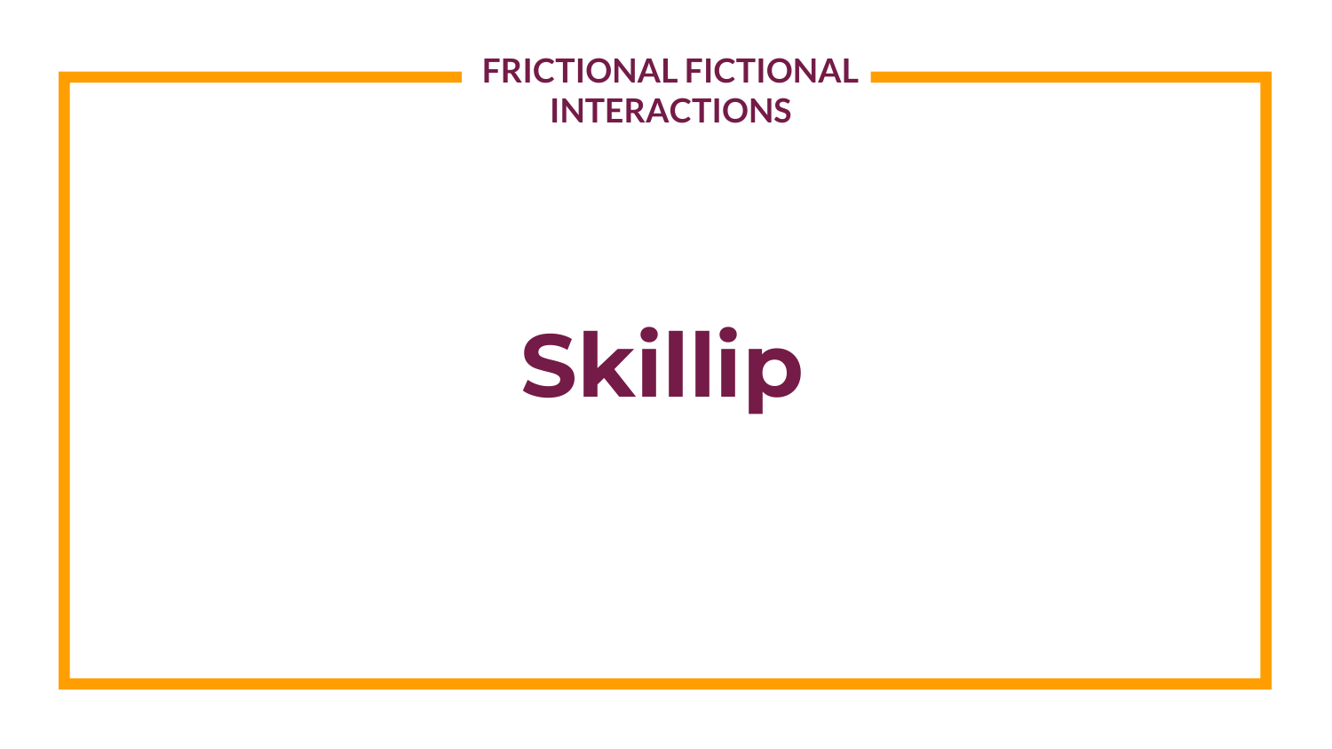# Skillip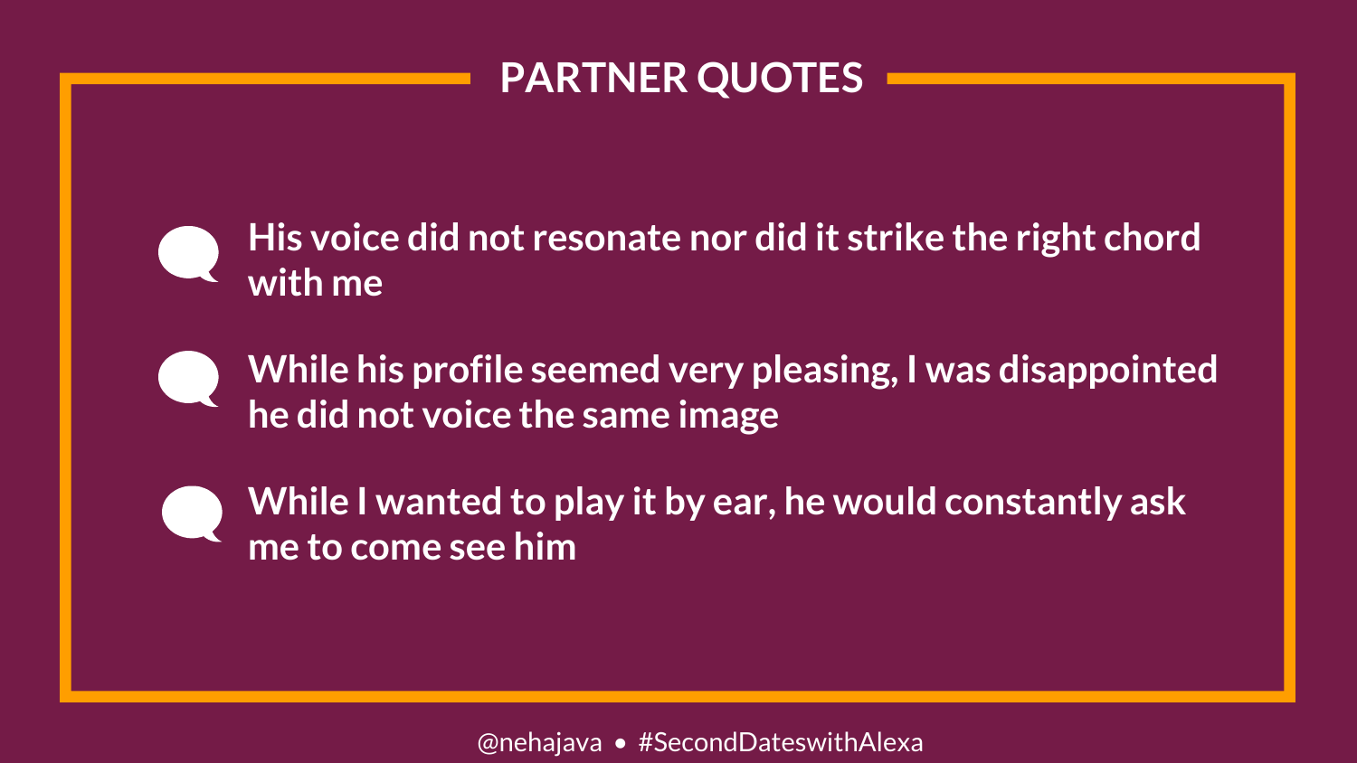# PARTNER QUOTES

- His voice did not resonate nor did it strike the right chord with me
- While his profile seemed very pleasing, I was disappointed he did not voice the same image
- While I wanted to play it by ear, he would constantly ask me to come see him

@nehajava • #SecondDateswithAlexa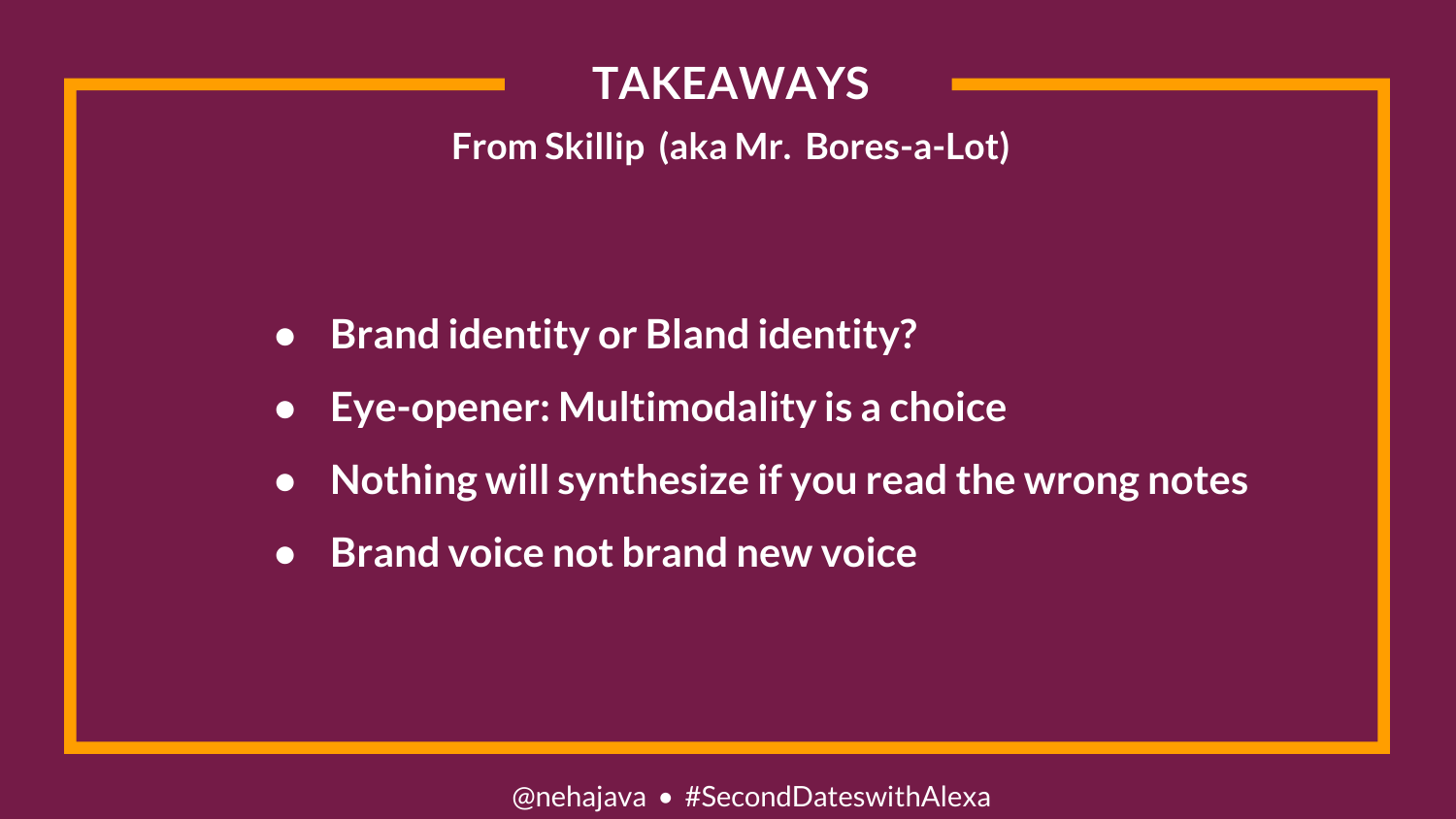# TAKEAWAYS

**From Skillip (aka Mr. Bores-a-Lot)**

- Brand identity or Bland identity?
- Eye-opener: Multimodality is a choice
- Nothing will synthesize if you read the wrong notes
- Brand voice not brand new voice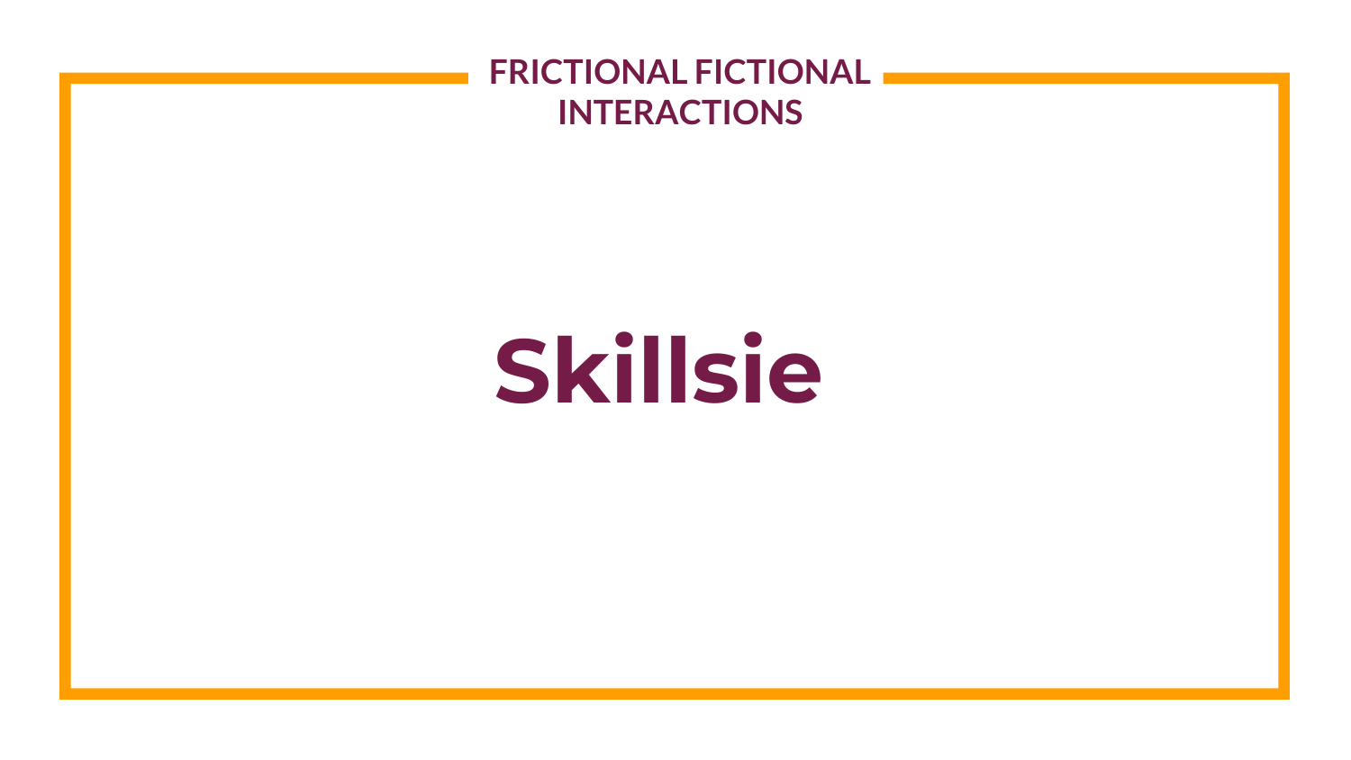FRICTIONAL FICTIONAL INTERACTIONS

# Skillsie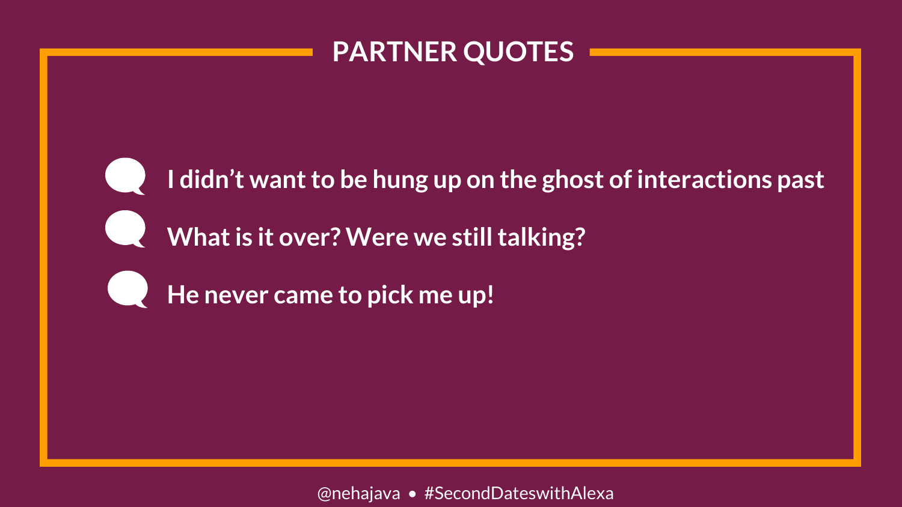# PARTNER QUOTES

- I didn’t want to be hung up on the ghost of interactions past
- What is it over? Were we still talking?
- He never came to pick me up!

@nehajava • #SecondDateswithAlexa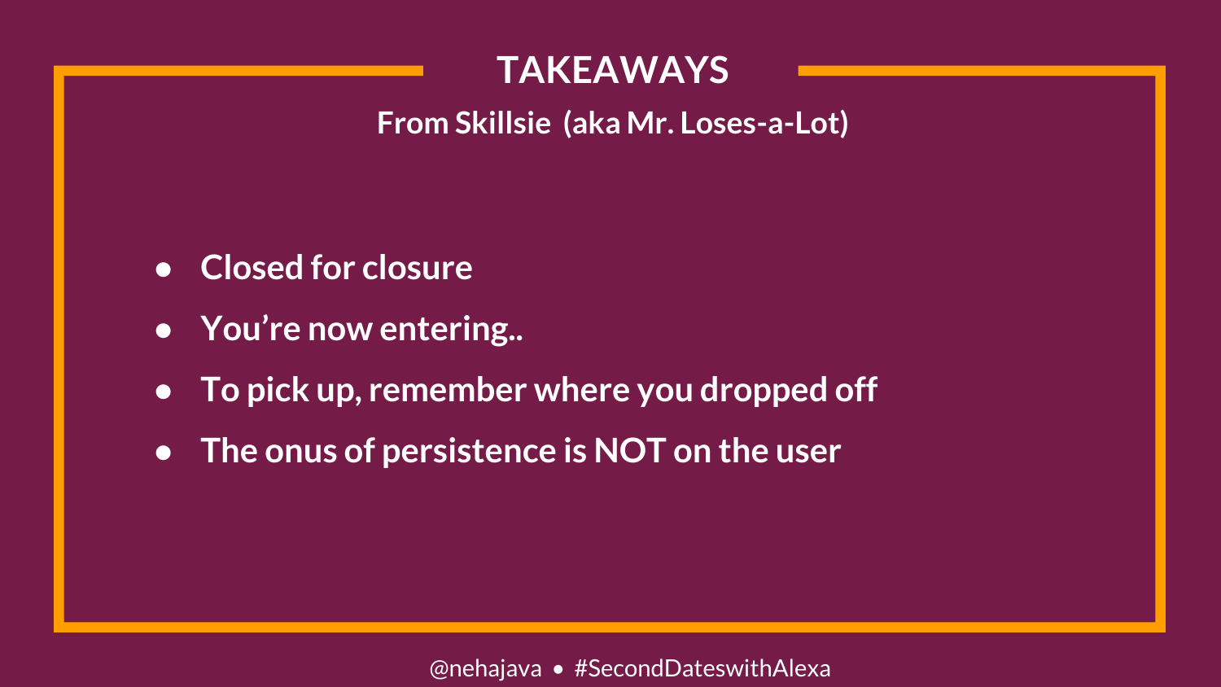# TAKEAWAYS

From Skillsie (aka Mr. Loses-a-Lot)

- Closed for closure
- You're now entering..
- To pick up, remember where you dropped off
- The onus of persistence is NOT on the user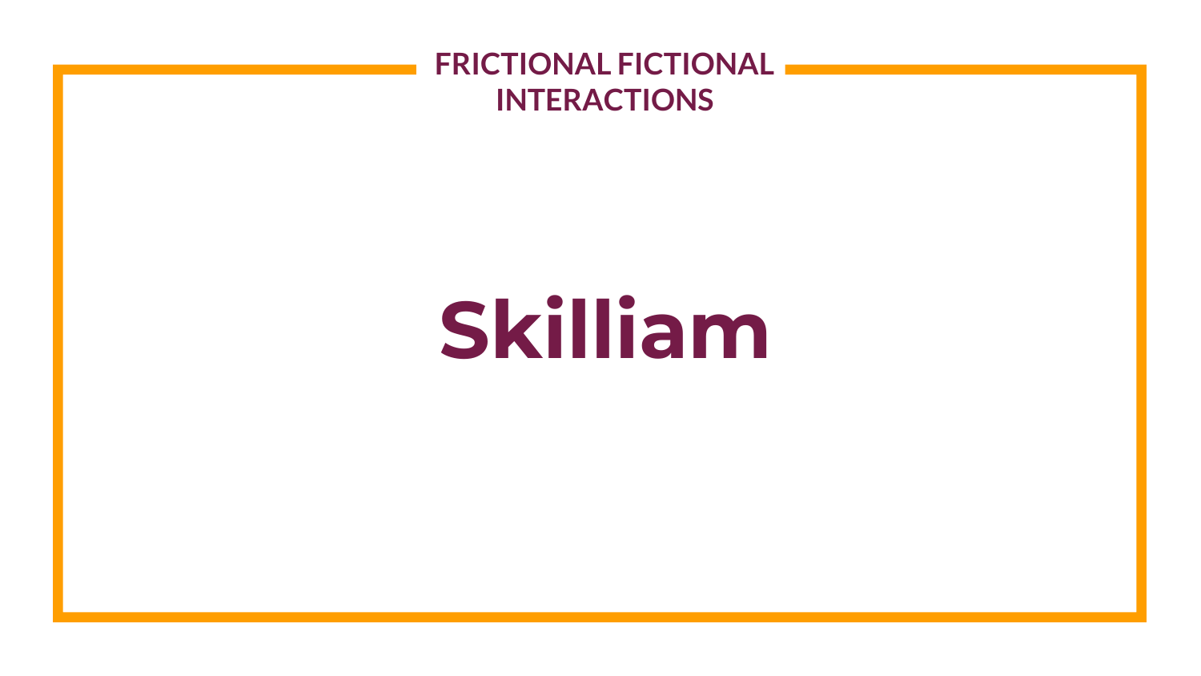FRICTIONAL FICTIONAL INTERACTIONS

# Skilliam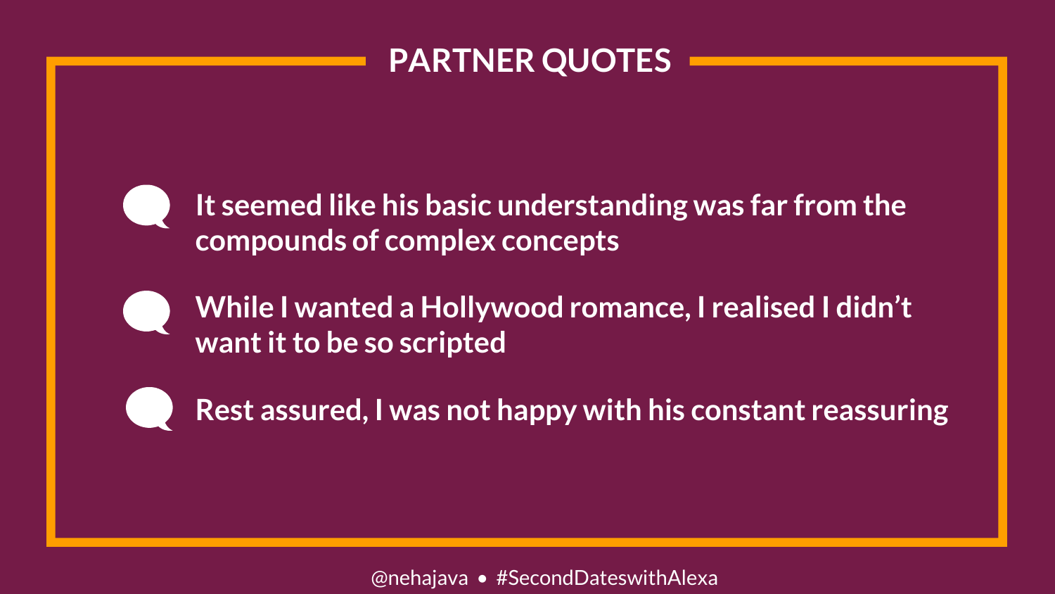# PARTNER QUOTES

- It seemed like his basic understanding was far from the compounds of complex concepts
- While I wanted a Hollywood romance, I realised I didn't want it to be so scripted
- Rest assured, I was not happy with his constant reassuring

@nehajava • #SecondDateswithAlexa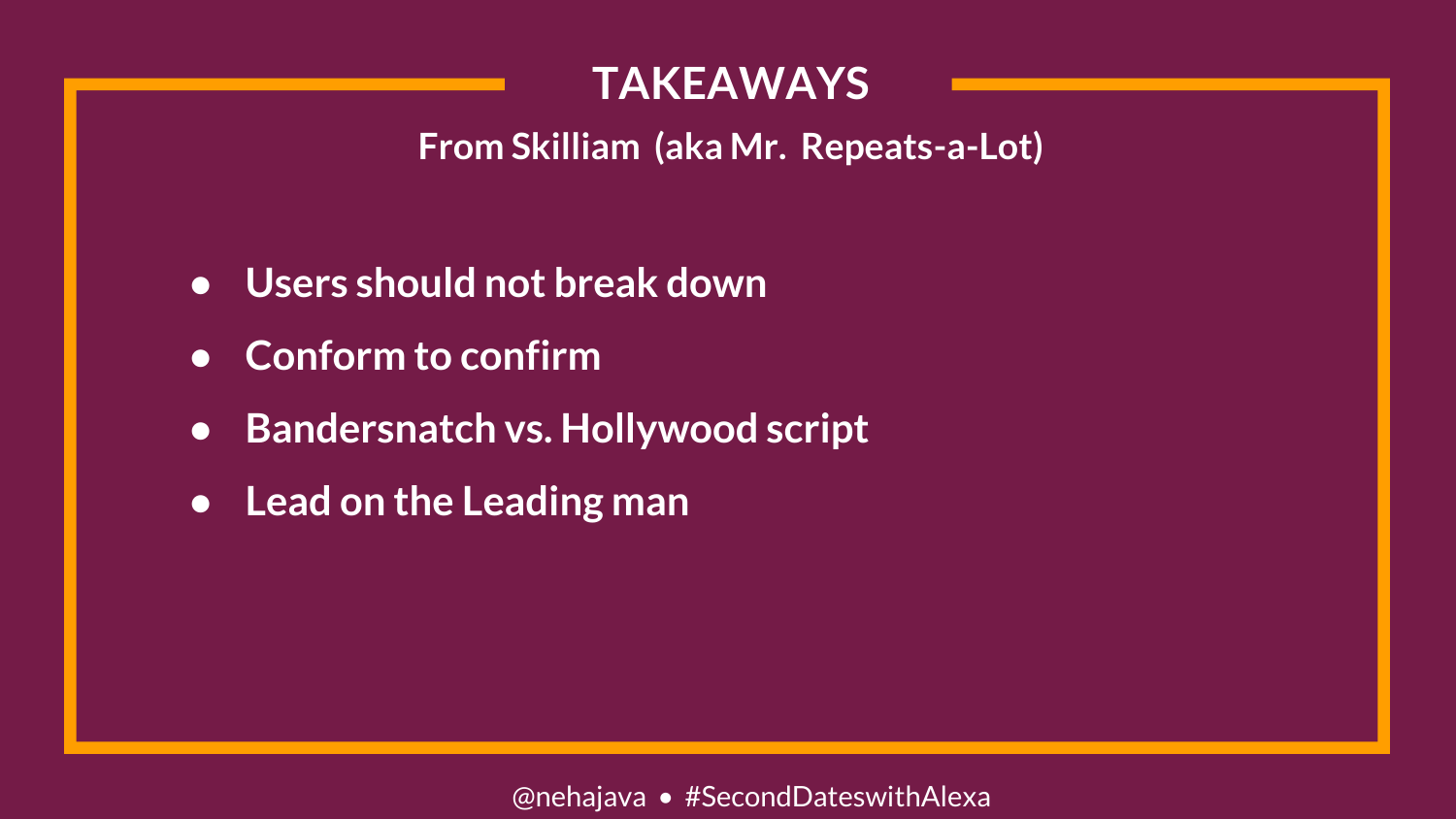# TAKEAWAYS

**From Skilliam (aka Mr. Repeats-a-Lot)**

- Users should not break down
- Conform to confirm
- Bandersnatch vs. Hollywood script
- Lead on the Leading man

@nehajava • #SecondDateswithAlexa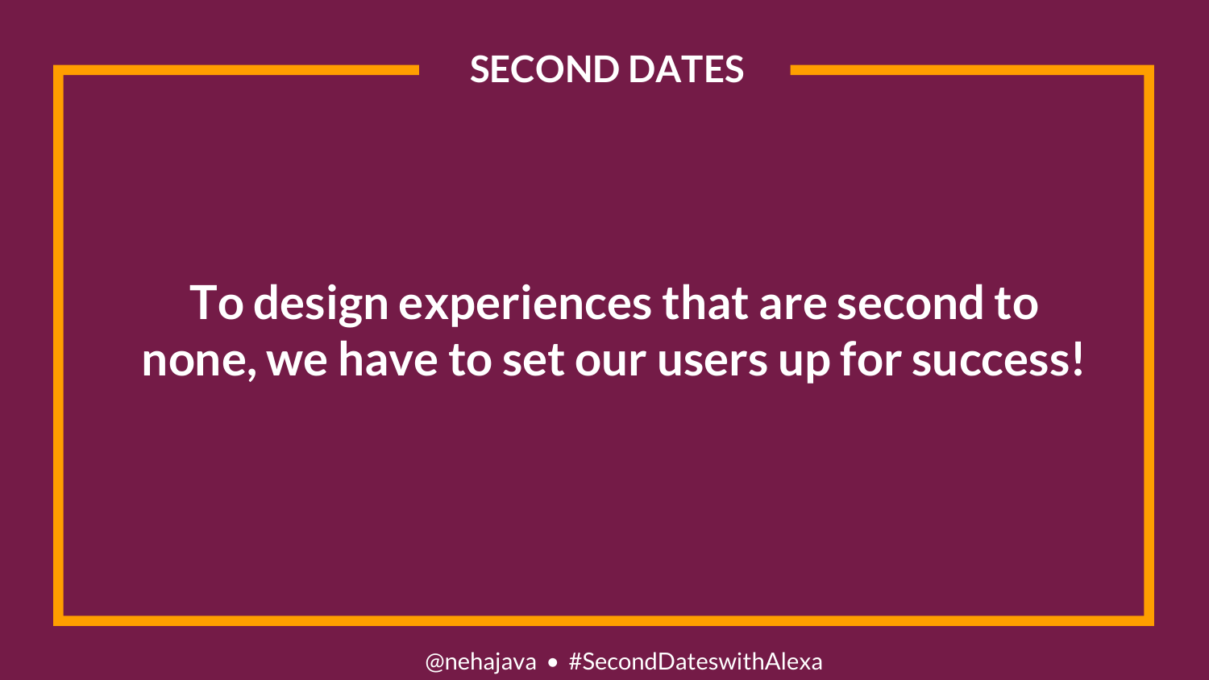## SECOND DATES

**To design experiences that are second to none, we have to set our users up for success!**

@nehajava • #SecondDateswithAlexa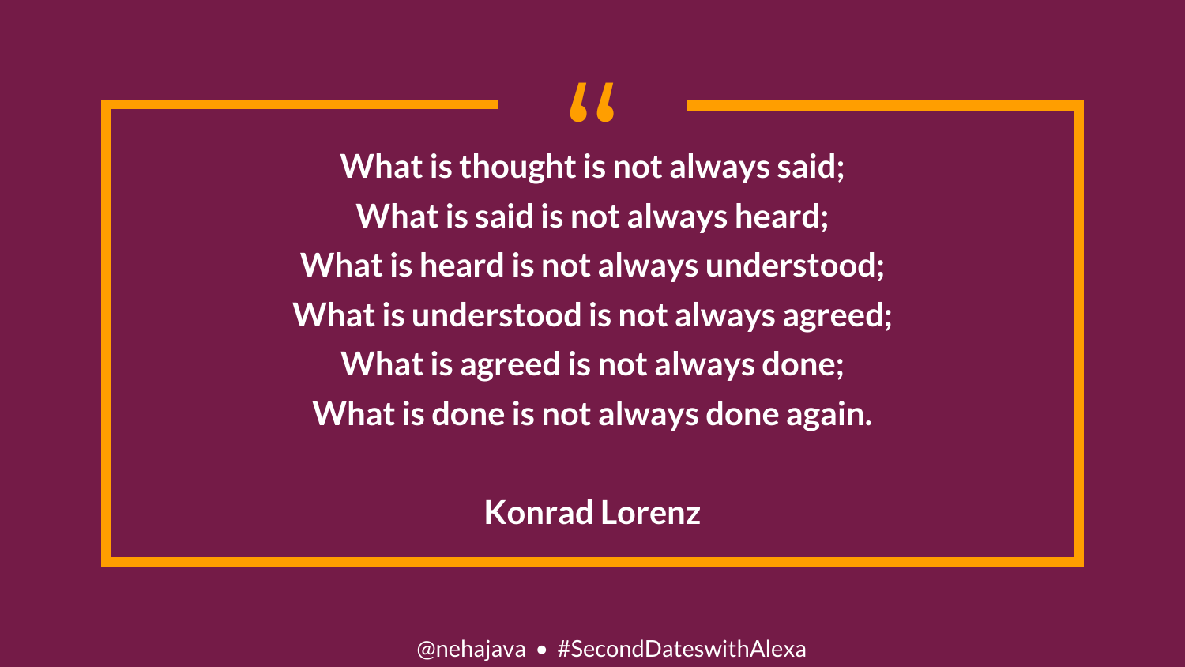> What is thought is not always said;
> What is said is not always heard;
> What is heard is not always understood;
> What is understood is not always agreed;
> What is agreed is not always done;
> What is done is not always done again.
>
> **Konrad Lorenz**

@nehajava • #SecondDateswithAlexa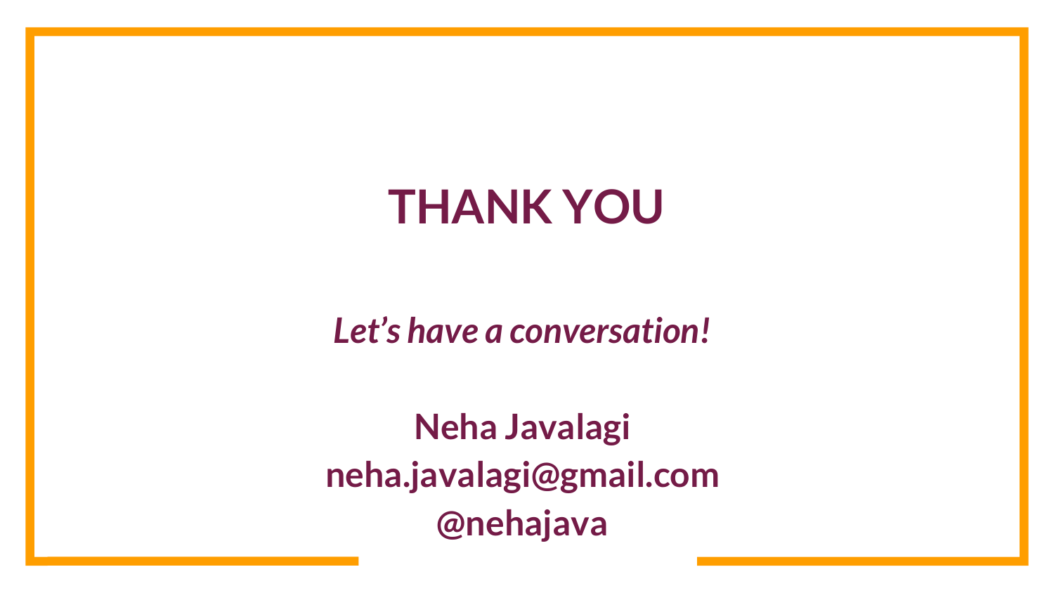# THANK YOU

*Let's have a conversation!*

**Neha Javalagi**
**neha.javalagi@gmail.com**
**@nehajava**